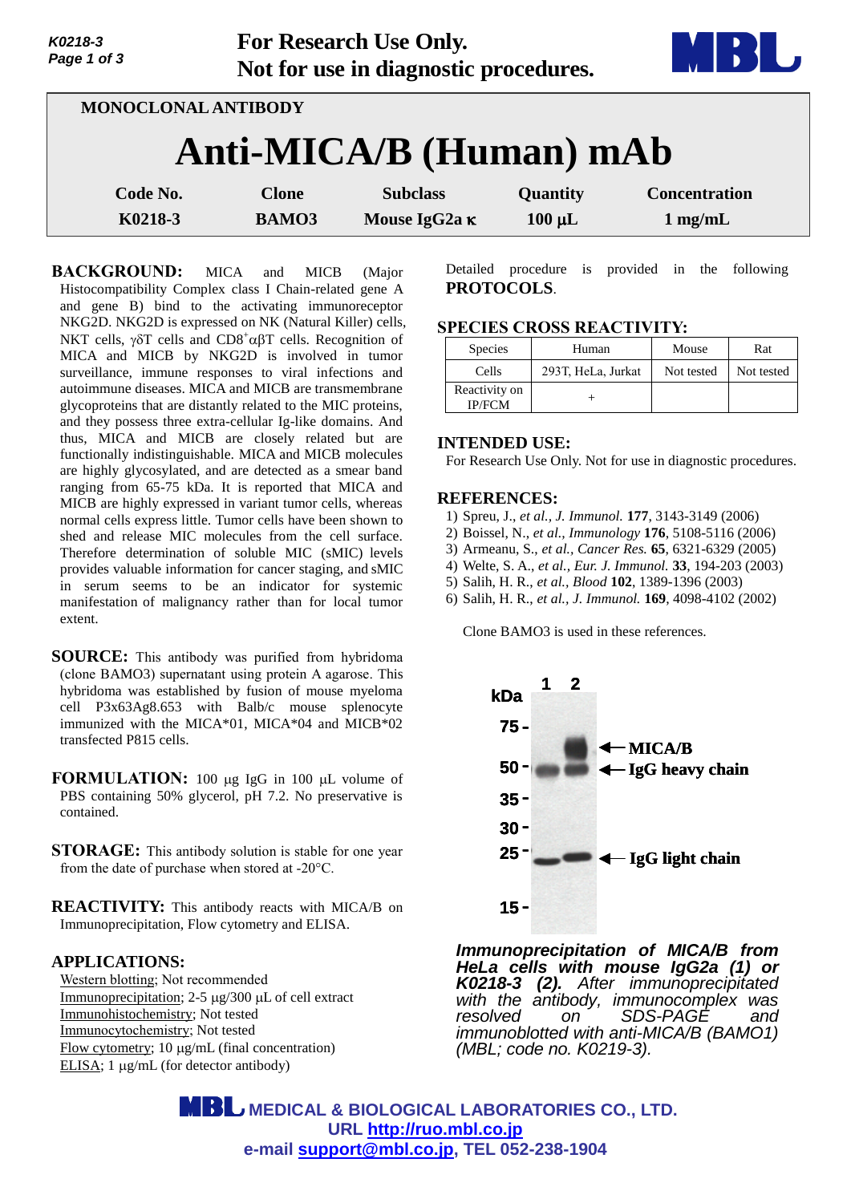For Research Use Only.
Not for use in diagnostic procedures.

MONOCLONAL ANTIBODY

# Anti-MICA/B (Human) mAb

| Code No. | Clone | Subclass | Quantity | Concentration |
|---|---|---|---|---|
| K0218-3 | BAMO3 | Mouse IgG2a κ | 100 µL | 1 mg/mL |

**BACKGROUND:** MICA and MICB (Major Histocompatibility Complex class I Chain-related gene A and gene B) bind to the activating immunoreceptor NKG2D. NKG2D is expressed on NK (Natural Killer) cells, NKT cells, γδT cells and $CD8^{+}$αβT cells. Recognition of MICA and MICB by NKG2D is involved in tumor surveillance, immune responses to viral infections and autoimmune diseases. MICA and MICB are transmembrane glycoproteins that are distantly related to the MIC proteins, and they possess three extra-cellular Ig-like domains. And thus, MICA and MICB are closely related but are functionally indistinguishable. MICA and MICB molecules are highly glycosylated, and are detected as a smear band ranging from 65-75 kDa. It is reported that MICA and MICB are highly expressed in variant tumor cells, whereas normal cells express little. Tumor cells have been shown to shed and release MIC molecules from the cell surface. Therefore determination of soluble MIC (sMIC) levels provides valuable information for cancer staging, and sMIC in serum seems to be an indicator for systemic manifestation of malignancy rather than for local tumor extent.

**SOURCE:** This antibody was purified from hybridoma (clone BAMO3) supernatant using protein A agarose. This hybridoma was established by fusion of mouse myeloma cell P3x63Ag8.653 with Balb/c mouse splenocyte immunized with the MICA*01, MICA*04 and MICB*02 transfected P815 cells.

**FORMULATION:** 100 µg IgG in 100 µL volume of PBS containing 50% glycerol, pH 7.2. No preservative is contained.

**STORAGE:** This antibody solution is stable for one year from the date of purchase when stored at -20°C.

**REACTIVITY:** This antibody reacts with MICA/B on Immunoprecipitation, Flow cytometry and ELISA.

**APPLICATIONS:**

Western blotting; Not recommended
Immunoprecipitation; 2-5 µg/300 µL of cell extract
Immunohistochemistry; Not tested
Immunocytochemistry; Not tested
Flow cytometry; 10 µg/mL (final concentration)
ELISA; 1 µg/mL (for detector antibody)

Detailed procedure is provided in the following **PROTOCOLS**.

**SPECIES CROSS REACTIVITY:**

| Species | Human | Mouse | Rat |
|---|---|---|---|
| Cells | 293T, HeLa, Jurkat | Not tested | Not tested |
| Reactivity on IP/FCM | + | | |

**INTENDED USE:**

For Research Use Only. Not for use in diagnostic procedures.

**REFERENCES:**

1) Spreu, J., *et al., J. Immunol.* **177**, 3143-3149 (2006)
2) Boissel, N., *et al., Immunology* **176**, 5108-5116 (2006)
3) Armeanu, S., *et al., Cancer Res.* **65**, 6321-6329 (2005)
4) Welte, S. A., *et al., Eur. J. Immunol.* **33**, 194-203 (2003)
5) Salih, H. R., *et al., Blood* **102**, 1389-1396 (2003)
6) Salih, H. R., *et al., J. Immunol.* **169**, 4098-4102 (2002)

Clone BAMO3 is used in these references.

***Immunoprecipitation of MICA/B from HeLa cells with mouse IgG2a (1) or K0218-3 (2).*** *After immunoprecipitated with the antibody, immunocomplex was resolved on SDS-PAGE and immunoblotted with anti-MICA/B (BAMO1) (MBL; code no. K0219-3).*

MEDICAL & BIOLOGICAL LABORATORIES CO., LTD.
URL http://ruo.mbl.co.jp
e-mail support@mbl.co.jp, TEL 052-238-1904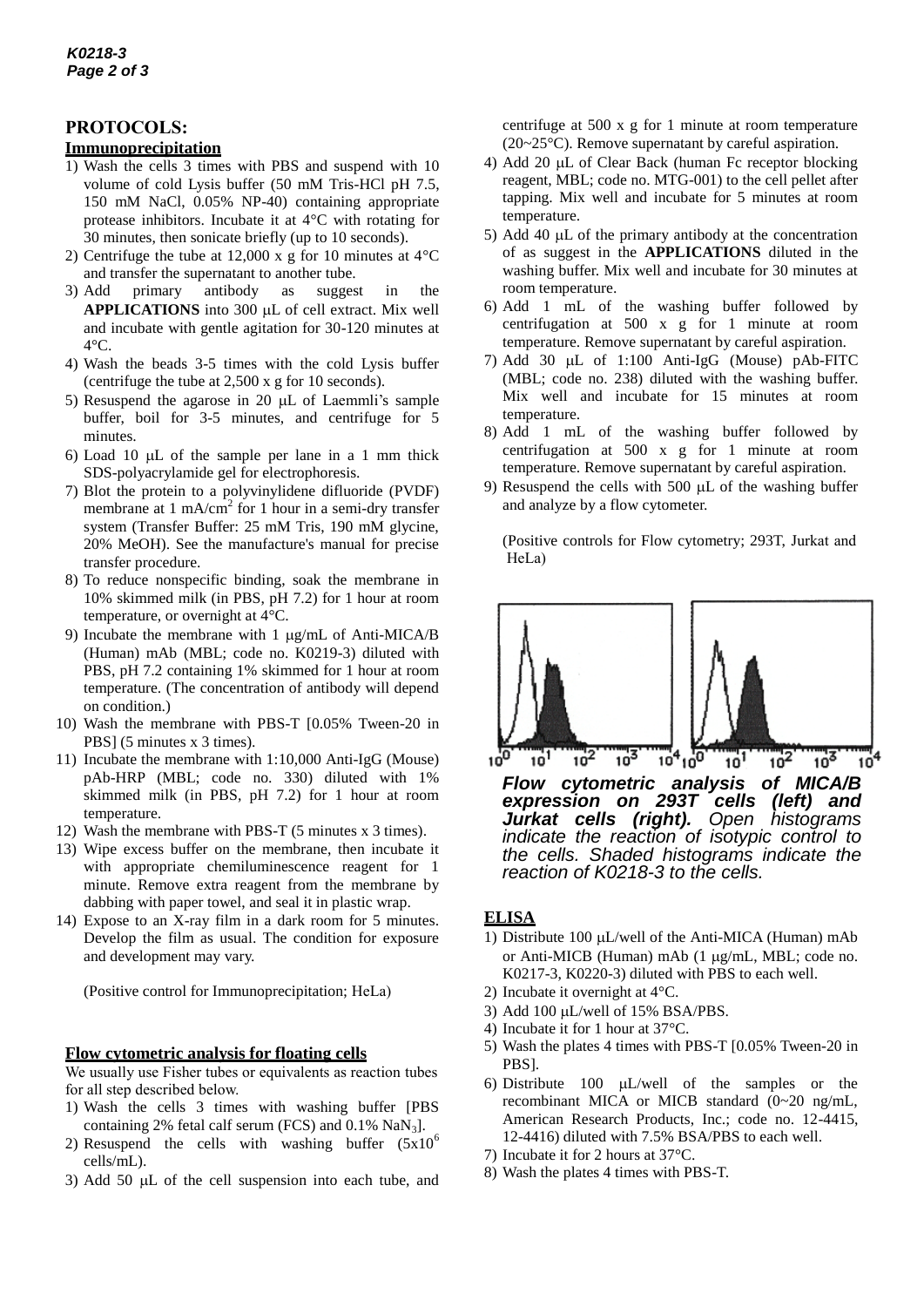## PROTOCOLS:

### Immunoprecipitation

1) Wash the cells 3 times with PBS and suspend with 10 volume of cold Lysis buffer (50 mM Tris-HCl pH 7.5, 150 mM NaCl, 0.05% NP-40) containing appropriate protease inhibitors. Incubate it at 4°C with rotating for 30 minutes, then sonicate briefly (up to 10 seconds).
2) Centrifuge the tube at 12,000 x g for 10 minutes at 4°C and transfer the supernatant to another tube.
3) Add primary antibody as suggest in the **APPLICATIONS** into 300 μL of cell extract. Mix well and incubate with gentle agitation for 30-120 minutes at 4°C.
4) Wash the beads 3-5 times with the cold Lysis buffer (centrifuge the tube at 2,500 x g for 10 seconds).
5) Resuspend the agarose in 20 μL of Laemmli's sample buffer, boil for 3-5 minutes, and centrifuge for 5 minutes.
6) Load 10 μL of the sample per lane in a 1 mm thick SDS-polyacrylamide gel for electrophoresis.
7) Blot the protein to a polyvinylidene difluoride (PVDF) membrane at 1 mA/cm$^2$ for 1 hour in a semi-dry transfer system (Transfer Buffer: 25 mM Tris, 190 mM glycine, 20% MeOH). See the manufacture's manual for precise transfer procedure.
8) To reduce nonspecific binding, soak the membrane in 10% skimmed milk (in PBS, pH 7.2) for 1 hour at room temperature, or overnight at 4°C.
9) Incubate the membrane with 1 μg/mL of Anti-MICA/B (Human) mAb (MBL; code no. K0219-3) diluted with PBS, pH 7.2 containing 1% skimmed for 1 hour at room temperature. (The concentration of antibody will depend on condition.)
10) Wash the membrane with PBS-T [0.05% Tween-20 in PBS] (5 minutes x 3 times).
11) Incubate the membrane with 1:10,000 Anti-IgG (Mouse) pAb-HRP (MBL; code no. 330) diluted with 1% skimmed milk (in PBS, pH 7.2) for 1 hour at room temperature.
12) Wash the membrane with PBS-T (5 minutes x 3 times).
13) Wipe excess buffer on the membrane, then incubate it with appropriate chemiluminescence reagent for 1 minute. Remove extra reagent from the membrane by dabbing with paper towel, and seal it in plastic wrap.
14) Expose to an X-ray film in a dark room for 5 minutes. Develop the film as usual. The condition for exposure and development may vary.

(Positive control for Immunoprecipitation; HeLa)

### Flow cytometric analysis for floating cells

We usually use Fisher tubes or equivalents as reaction tubes for all step described below.

1) Wash the cells 3 times with washing buffer [PBS containing 2% fetal calf serum (FCS) and 0.1% $NaN_3$].
2) Resuspend the cells with washing buffer ($5x10^6$ cells/mL).
3) Add 50 μL of the cell suspension into each tube, and centrifuge at 500 x g for 1 minute at room temperature (20~25°C). Remove supernatant by careful aspiration.
4) Add 20 μL of Clear Back (human Fc receptor blocking reagent, MBL; code no. MTG-001) to the cell pellet after tapping. Mix well and incubate for 5 minutes at room temperature.
5) Add 40 μL of the primary antibody at the concentration of as suggest in the **APPLICATIONS** diluted in the washing buffer. Mix well and incubate for 30 minutes at room temperature.
6) Add 1 mL of the washing buffer followed by centrifugation at 500 x g for 1 minute at room temperature. Remove supernatant by careful aspiration.
7) Add 30 μL of 1:100 Anti-IgG (Mouse) pAb-FITC (MBL; code no. 238) diluted with the washing buffer. Mix well and incubate for 15 minutes at room temperature.
8) Add 1 mL of the washing buffer followed by centrifugation at 500 x g for 1 minute at room temperature. Remove supernatant by careful aspiration.
9) Resuspend the cells with 500 μL of the washing buffer and analyze by a flow cytometer.

(Positive controls for Flow cytometry; 293T, Jurkat and HeLa)

***Flow cytometric analysis of MICA/B expression on 293T cells (left) and Jurkat cells (right).*** *Open histograms indicate the reaction of isotypic control to the cells. Shaded histograms indicate the reaction of K0218-3 to the cells.*

### ELISA

1) Distribute 100 μL/well of the Anti-MICA (Human) mAb or Anti-MICB (Human) mAb (1 μg/mL, MBL; code no. K0217-3, K0220-3) diluted with PBS to each well.
2) Incubate it overnight at 4°C.
3) Add 100 μL/well of 15% BSA/PBS.
4) Incubate it for 1 hour at 37°C.
5) Wash the plates 4 times with PBS-T [0.05% Tween-20 in PBS].
6) Distribute 100 μL/well of the samples or the recombinant MICA or MICB standard (0~20 ng/mL, American Research Products, Inc.; code no. 12-4415, 12-4416) diluted with 7.5% BSA/PBS to each well.
7) Incubate it for 2 hours at 37°C.
8) Wash the plates 4 times with PBS-T.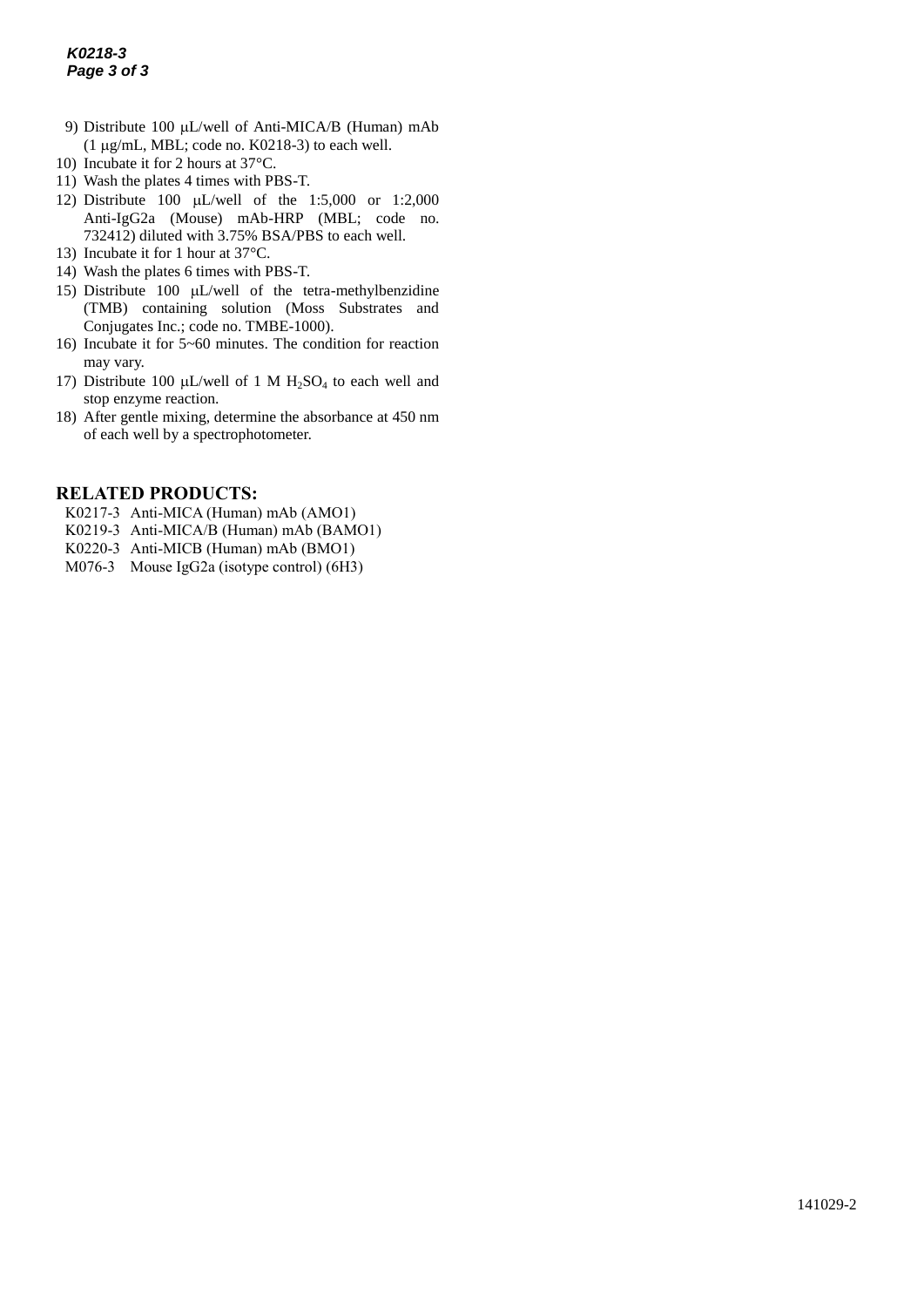9) Distribute 100 μL/well of Anti-MICA/B (Human) mAb (1 μg/mL, MBL; code no. K0218-3) to each well.
10) Incubate it for 2 hours at 37°C.
11) Wash the plates 4 times with PBS-T.
12) Distribute 100 μL/well of the 1:5,000 or 1:2,000 Anti-IgG2a (Mouse) mAb-HRP (MBL; code no. 732412) diluted with 3.75% BSA/PBS to each well.
13) Incubate it for 1 hour at 37°C.
14) Wash the plates 6 times with PBS-T.
15) Distribute 100 μL/well of the tetra-methylbenzidine (TMB) containing solution (Moss Substrates and Conjugates Inc.; code no. TMBE-1000).
16) Incubate it for 5~60 minutes. The condition for reaction may vary.
17) Distribute 100 μL/well of 1 M $H_2SO_4$ to each well and stop enzyme reaction.
18) After gentle mixing, determine the absorbance at 450 nm of each well by a spectrophotometer.

## RELATED PRODUCTS:

K0217-3 Anti-MICA (Human) mAb (AMO1)
K0219-3 Anti-MICA/B (Human) mAb (BAMO1)
K0220-3 Anti-MICB (Human) mAb (BMO1)
M076-3 Mouse IgG2a (isotype control) (6H3)

141029-2